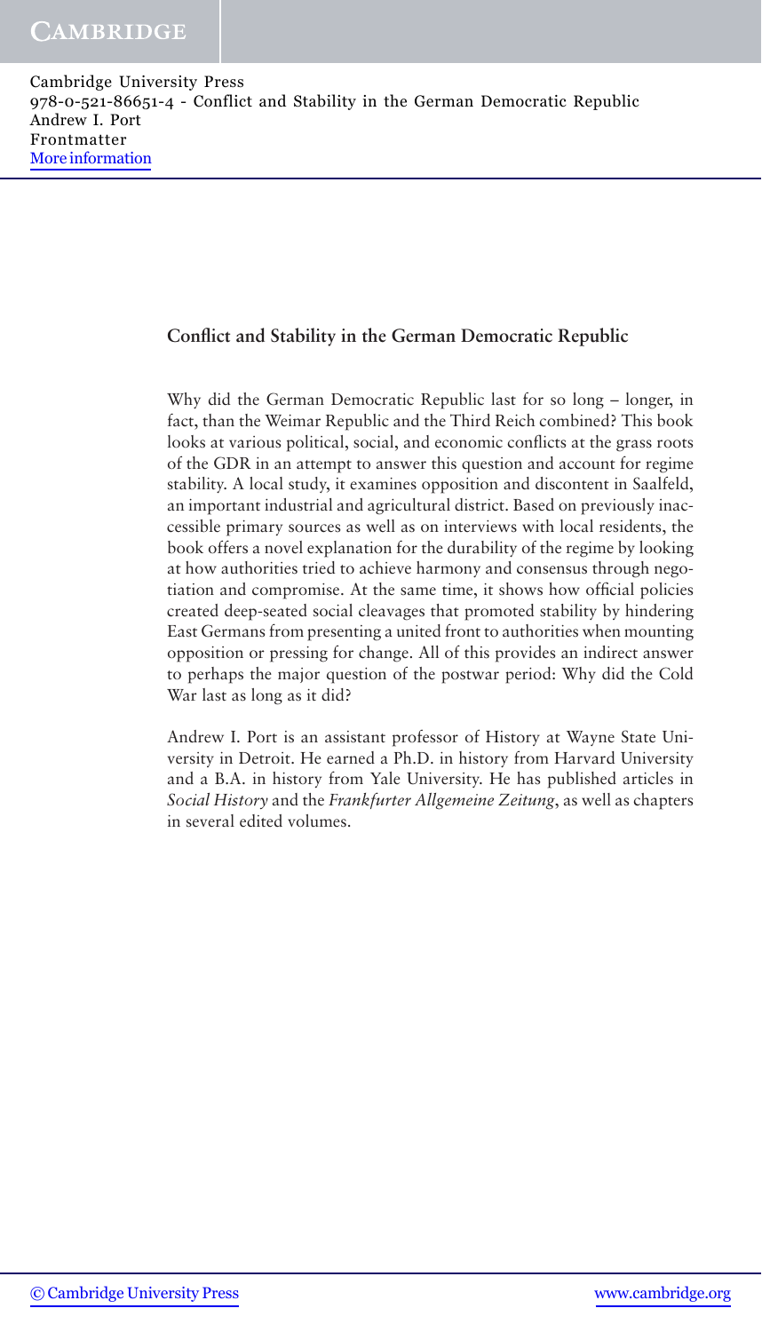## Conflict and Stability in the German Democratic Republic

Why did the German Democratic Republic last for so long – longer, in fact, than the Weimar Republic and the Third Reich combined? This book looks at various political, social, and economic conflicts at the grass roots of the GDR in an attempt to answer this question and account for regime stability. A local study, it examines opposition and discontent in Saalfeld, an important industrial and agricultural district. Based on previously inaccessible primary sources as well as on interviews with local residents, the book offers a novel explanation for the durability of the regime by looking at how authorities tried to achieve harmony and consensus through negotiation and compromise. At the same time, it shows how official policies created deep-seated social cleavages that promoted stability by hindering East Germans from presenting a united front to authorities when mounting opposition or pressing for change. All of this provides an indirect answer to perhaps the major question of the postwar period: Why did the Cold War last as long as it did?

Andrew I. Port is an assistant professor of History at Wayne State University in Detroit. He earned a Ph.D. in history from Harvard University and a B.A. in history from Yale University. He has published articles in *Social History* and the *Frankfurter Allgemeine Zeitung*, as well as chapters in several edited volumes.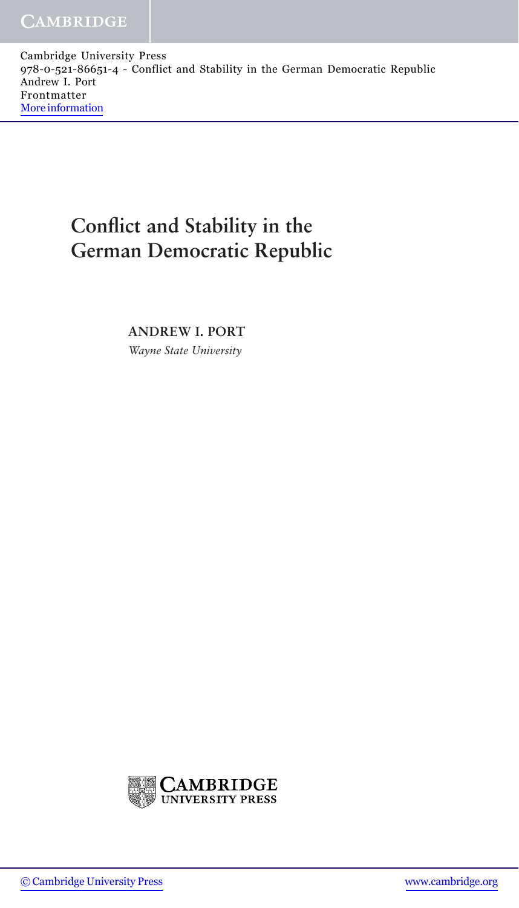# Conflict and Stability in the German Democratic Republic

**ANDREW I. PORT**

*Wayne State University*

CAMBRIDGE UNIVERSITY PRESS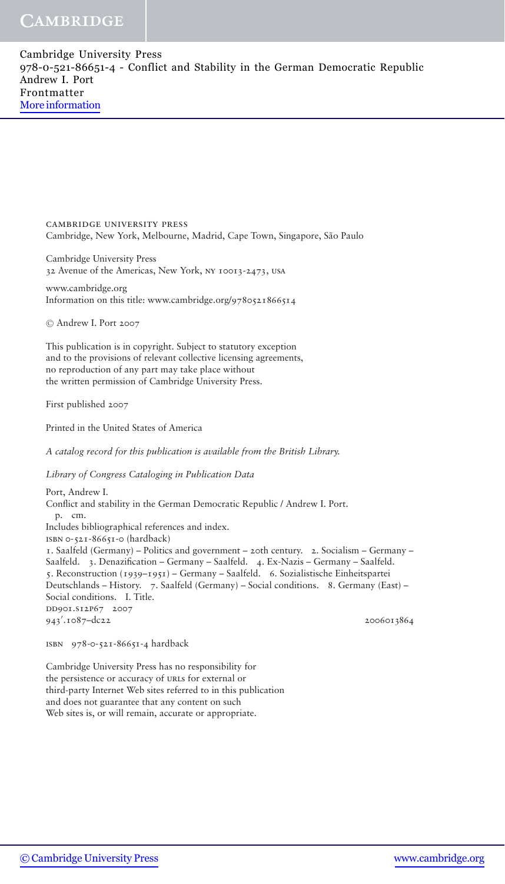CAMBRIDGE UNIVERSITY PRESS
Cambridge, New York, Melbourne, Madrid, Cape Town, Singapore, São Paulo

Cambridge University Press
32 Avenue of the Americas, New York, NY 10013-2473, USA

www.cambridge.org
Information on this title: www.cambridge.org/9780521866514

© Andrew I. Port 2007

This publication is in copyright. Subject to statutory exception
and to the provisions of relevant collective licensing agreements,
no reproduction of any part may take place without
the written permission of Cambridge University Press.

First published 2007

Printed in the United States of America

*A catalog record for this publication is available from the British Library.*

*Library of Congress Cataloging in Publication Data*

Port, Andrew I.
Conflict and stability in the German Democratic Republic / Andrew I. Port.
p. cm.
Includes bibliographical references and index.
ISBN 0-521-86651-0 (hardback)
1. Saalfeld (Germany) – Politics and government – 20th century. 2. Socialism – Germany – Saalfeld. 3. Denazification – Germany – Saalfeld. 4. Ex-Nazis – Germany – Saalfeld. 5. Reconstruction (1939–1951) – Germany – Saalfeld. 6. Sozialistische Einheitspartei Deutschlands – History. 7. Saalfeld (Germany) – Social conditions. 8. Germany (East) – Social conditions. I. Title.
DD901.S12P67 2007
943′.1087–dc22 2006013864

ISBN 978-0-521-86651-4 hardback

Cambridge University Press has no responsibility for
the persistence or accuracy of URLs for external or
third-party Internet Web sites referred to in this publication
and does not guarantee that any content on such
Web sites is, or will remain, accurate or appropriate.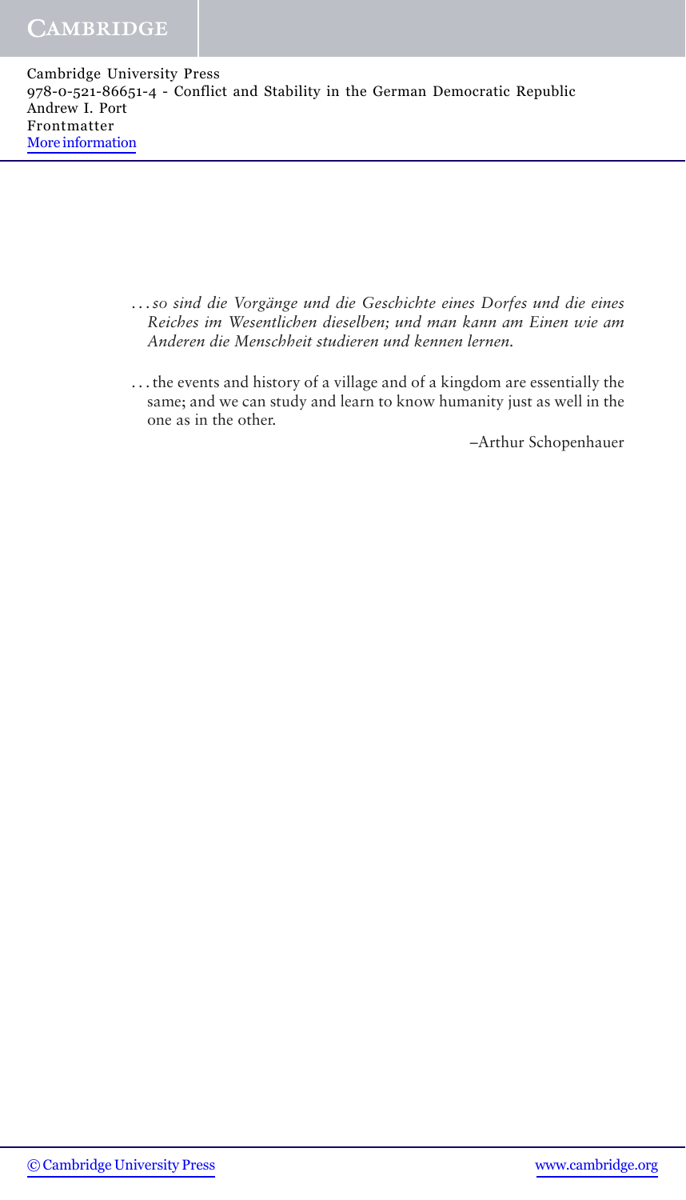> . . . *so sind die Vorgänge und die Geschichte eines Dorfes und die eines Reiches im Wesentlichen dieselben; und man kann am Einen wie am Anderen die Menschheit studieren und kennen lernen.*

> . . . the events and history of a village and of a kingdom are essentially the same; and we can study and learn to know humanity just as well in the one as in the other.
>
> –Arthur Schopenhauer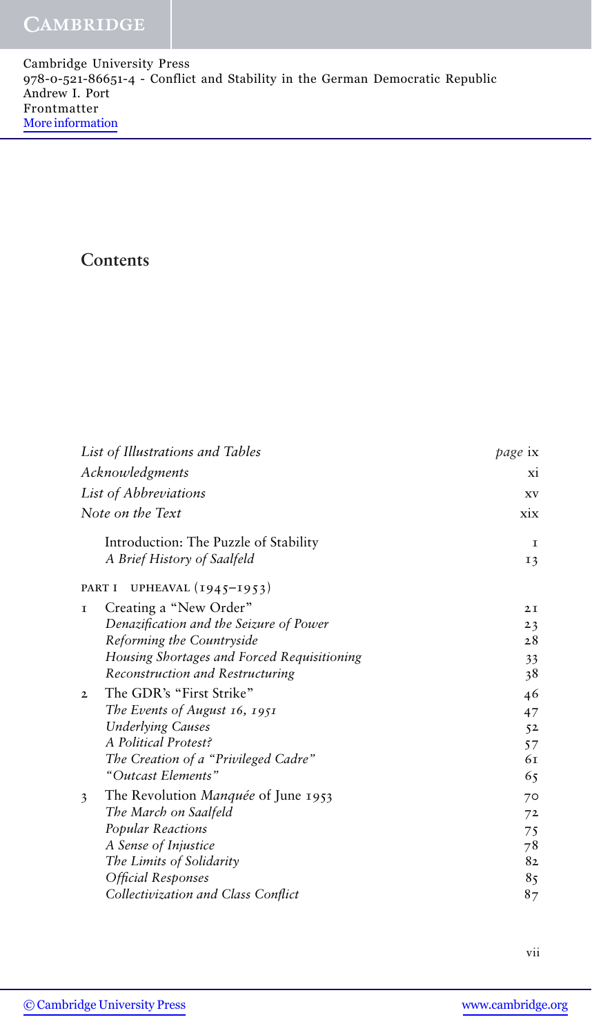# Contents

| | | |
|---|---|---|
| *List of Illustrations and Tables* | | *page* ix |
| *Acknowledgments* | | xi |
| *List of Abbreviations* | | xv |
| *Note on the Text* | | xix |
| | Introduction: The Puzzle of Stability | 1 |
| | *A Brief History of Saalfeld* | 13 |
| PART I UPHEAVAL (1945–1953) | | |
| 1 | Creating a "New Order" | 21 |
| | *Denazification and the Seizure of Power* | 23 |
| | *Reforming the Countryside* | 28 |
| | *Housing Shortages and Forced Requisitioning* | 33 |
| | *Reconstruction and Restructuring* | 38 |
| 2 | The GDR's "First Strike" | 46 |
| | *The Events of August 16, 1951* | 47 |
| | *Underlying Causes* | 52 |
| | *A Political Protest?* | 57 |
| | *The Creation of a "Privileged Cadre"* | 61 |
| | *"Outcast Elements"* | 65 |
| 3 | The Revolution *Manquée* of June 1953 | 70 |
| | *The March on Saalfeld* | 72 |
| | *Popular Reactions* | 75 |
| | *A Sense of Injustice* | 78 |
| | *The Limits of Solidarity* | 82 |
| | *Official Responses* | 85 |
| | *Collectivization and Class Conflict* | 87 |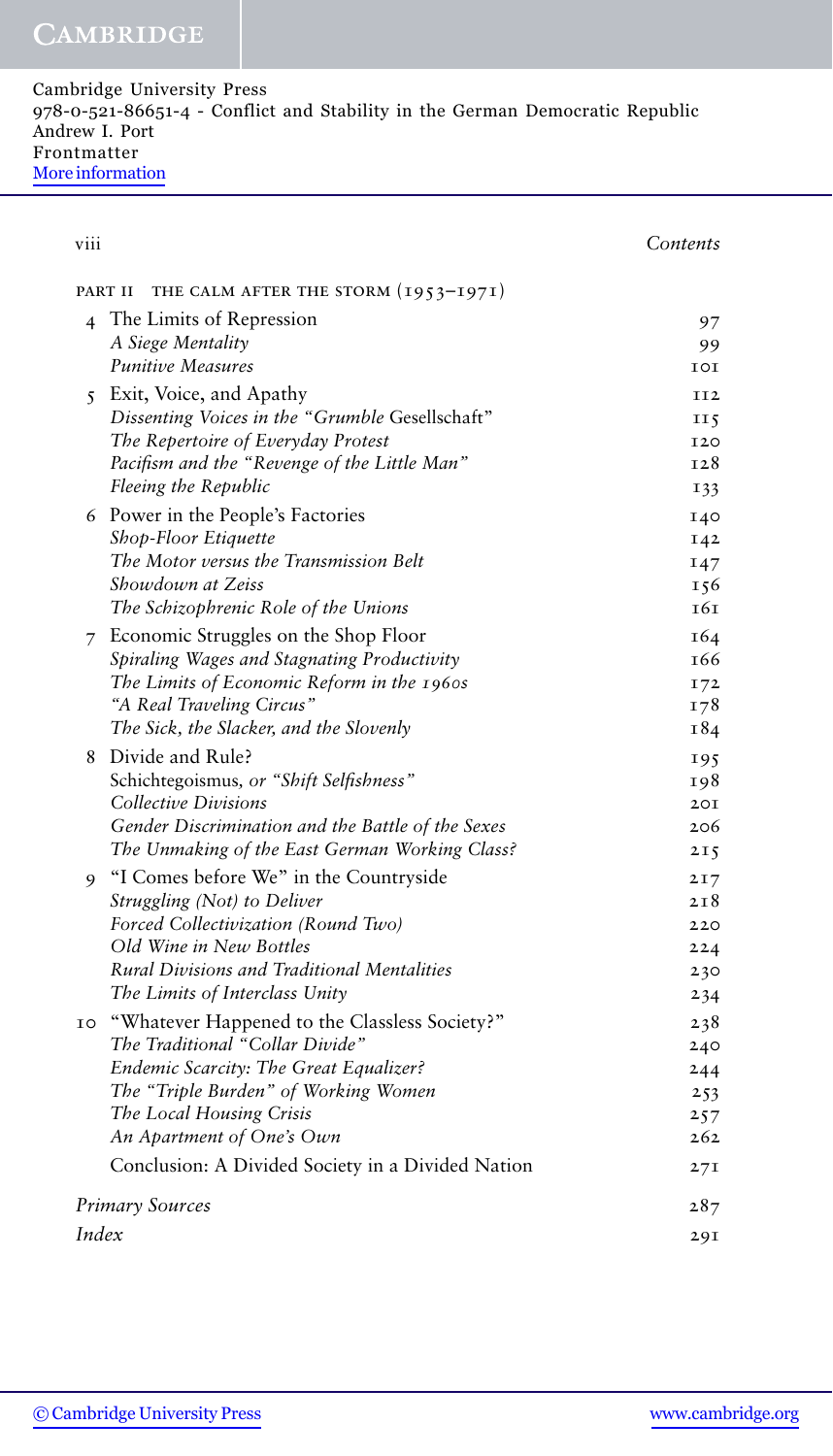## PART II THE CALM AFTER THE STORM (1953–1971)

4 The Limits of Repression 97
  *A Siege Mentality* 99
  *Punitive Measures* 101

5 Exit, Voice, and Apathy 112
  *Dissenting Voices in the "Grumble* Gesellschaft*"* 115
  *The Repertoire of Everyday Protest* 120
  *Pacifism and the "Revenge of the Little Man"* 128
  *Fleeing the Republic* 133

6 Power in the People's Factories 140
  *Shop-Floor Etiquette* 142
  *The Motor versus the Transmission Belt* 147
  *Showdown at Zeiss* 156
  *The Schizophrenic Role of the Unions* 161

7 Economic Struggles on the Shop Floor 164
  *Spiraling Wages and Stagnating Productivity* 166
  *The Limits of Economic Reform in the 1960s* 172
  *"A Real Traveling Circus"* 178
  *The Sick, the Slacker, and the Slovenly* 184

8 Divide and Rule? 195
  Schichtegoismus*, or "Shift Selfishness"* 198
  *Collective Divisions* 201
  *Gender Discrimination and the Battle of the Sexes* 206
  *The Unmaking of the East German Working Class?* 215

9 "I Comes before We" in the Countryside 217
  *Struggling (Not) to Deliver* 218
  *Forced Collectivization (Round Two)* 220
  *Old Wine in New Bottles* 224
  *Rural Divisions and Traditional Mentalities* 230
  *The Limits of Interclass Unity* 234

10 "Whatever Happened to the Classless Society?" 238
  *The Traditional "Collar Divide"* 240
  *Endemic Scarcity: The Great Equalizer?* 244
  *The "Triple Burden" of Working Women* 253
  *The Local Housing Crisis* 257
  *An Apartment of One's Own* 262

  Conclusion: A Divided Society in a Divided Nation 271

*Primary Sources* 287

*Index* 291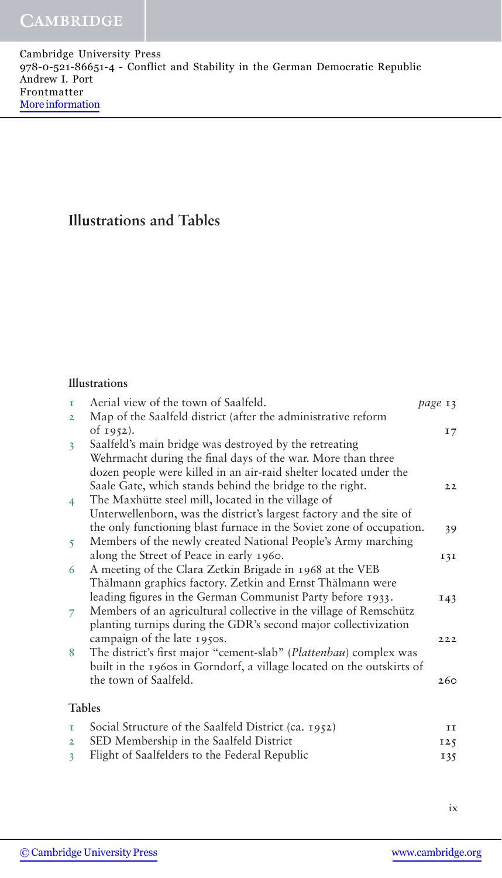# Illustrations and Tables

### Illustrations

| | | |
|---|---|---|
| 1 | Aerial view of the town of Saalfeld. | *page* 13 |
| 2 | Map of the Saalfeld district (after the administrative reform of 1952). | 17 |
| 3 | Saalfeld's main bridge was destroyed by the retreating Wehrmacht during the final days of the war. More than three dozen people were killed in an air-raid shelter located under the Saale Gate, which stands behind the bridge to the right. | 22 |
| 4 | The Maxhütte steel mill, located in the village of Unterwellenborn, was the district's largest factory and the site of the only functioning blast furnace in the Soviet zone of occupation. | 39 |
| 5 | Members of the newly created National People's Army marching along the Street of Peace in early 1960. | 131 |
| 6 | A meeting of the Clara Zetkin Brigade in 1968 at the VEB Thälmann graphics factory. Zetkin and Ernst Thälmann were leading figures in the German Communist Party before 1933. | 143 |
| 7 | Members of an agricultural collective in the village of Remschütz planting turnips during the GDR's second major collectivization campaign of the late 1950s. | 222 |
| 8 | The district's first major "cement-slab" (*Plattenbau*) complex was built in the 1960s in Gorndorf, a village located on the outskirts of the town of Saalfeld. | 260 |

### Tables

| | | |
|---|---|---|
| 1 | Social Structure of the Saalfeld District (ca. 1952) | 11 |
| 2 | SED Membership in the Saalfeld District | 125 |
| 3 | Flight of Saalfelders to the Federal Republic | 135 |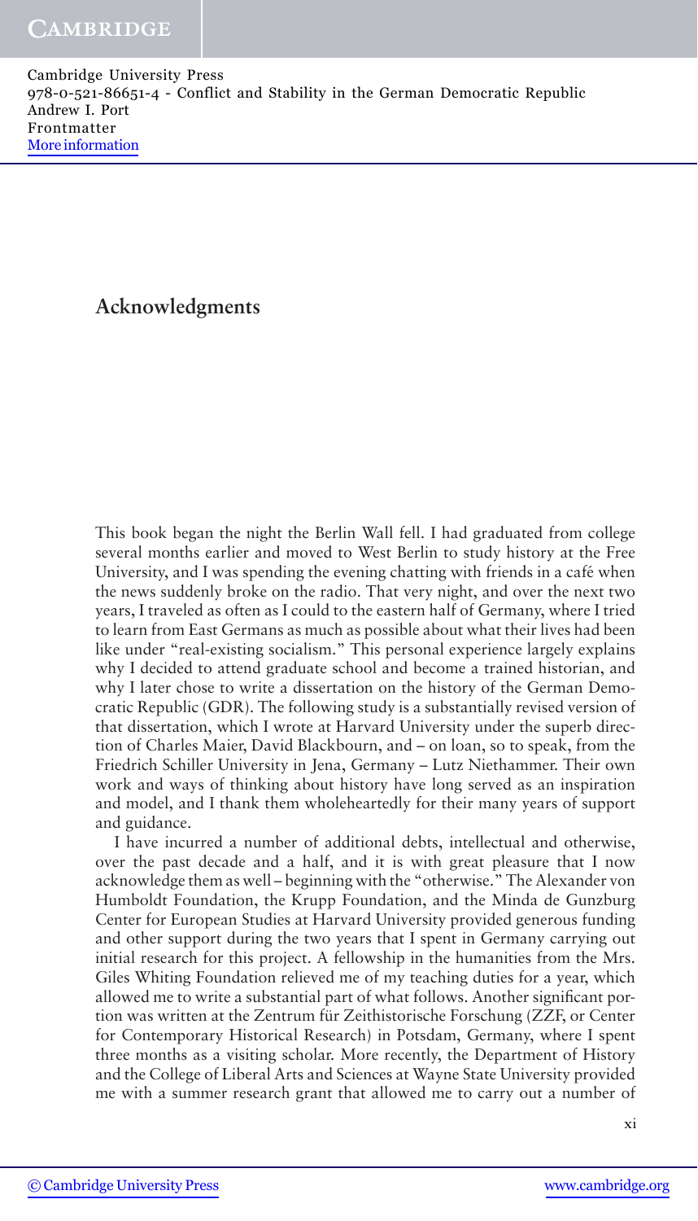## Acknowledgments

This book began the night the Berlin Wall fell. I had graduated from college several months earlier and moved to West Berlin to study history at the Free University, and I was spending the evening chatting with friends in a café when the news suddenly broke on the radio. That very night, and over the next two years, I traveled as often as I could to the eastern half of Germany, where I tried to learn from East Germans as much as possible about what their lives had been like under "real-existing socialism." This personal experience largely explains why I decided to attend graduate school and become a trained historian, and why I later chose to write a dissertation on the history of the German Democratic Republic (GDR). The following study is a substantially revised version of that dissertation, which I wrote at Harvard University under the superb direction of Charles Maier, David Blackbourn, and – on loan, so to speak, from the Friedrich Schiller University in Jena, Germany – Lutz Niethammer. Their own work and ways of thinking about history have long served as an inspiration and model, and I thank them wholeheartedly for their many years of support and guidance.

I have incurred a number of additional debts, intellectual and otherwise, over the past decade and a half, and it is with great pleasure that I now acknowledge them as well – beginning with the "otherwise." The Alexander von Humboldt Foundation, the Krupp Foundation, and the Minda de Gunzburg Center for European Studies at Harvard University provided generous funding and other support during the two years that I spent in Germany carrying out initial research for this project. A fellowship in the humanities from the Mrs. Giles Whiting Foundation relieved me of my teaching duties for a year, which allowed me to write a substantial part of what follows. Another significant portion was written at the Zentrum für Zeithistorische Forschung (ZZF, or Center for Contemporary Historical Research) in Potsdam, Germany, where I spent three months as a visiting scholar. More recently, the Department of History and the College of Liberal Arts and Sciences at Wayne State University provided me with a summer research grant that allowed me to carry out a number of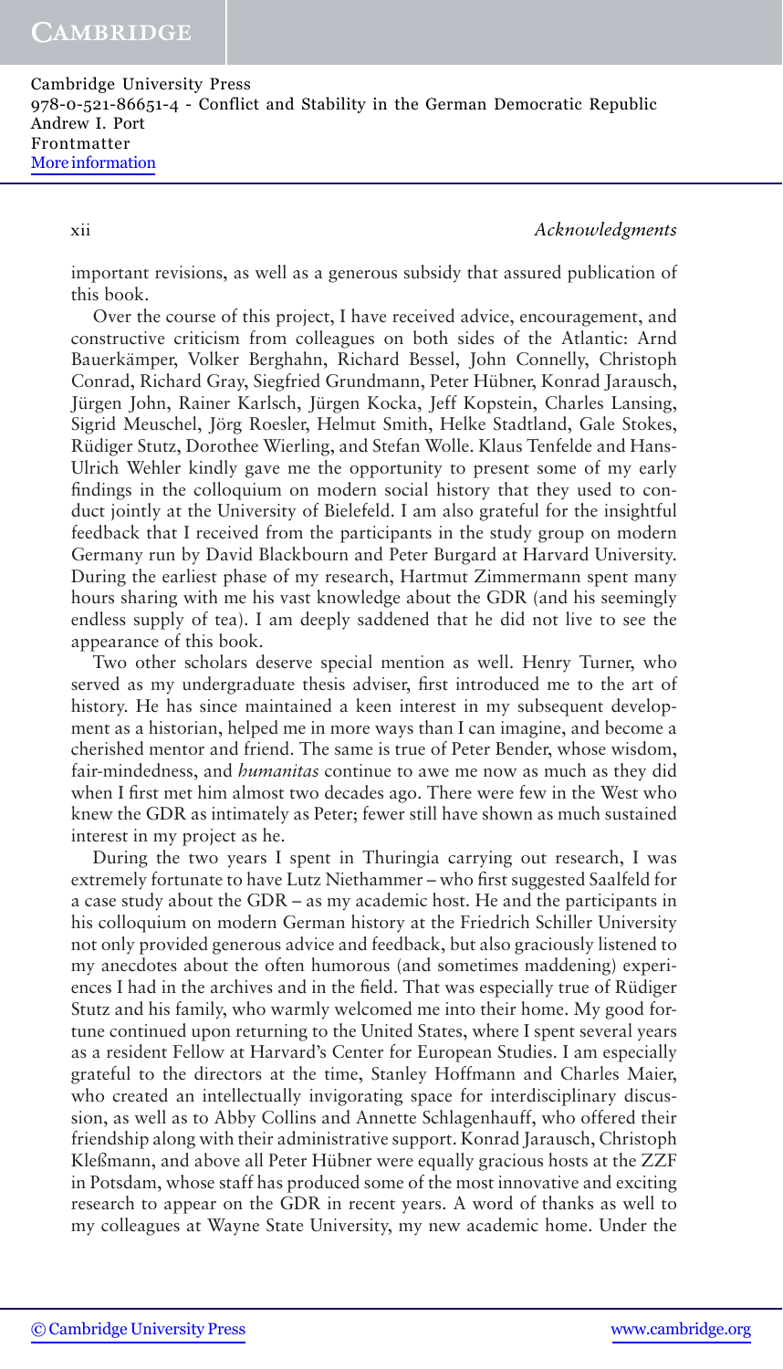important revisions, as well as a generous subsidy that assured publication of this book.

Over the course of this project, I have received advice, encouragement, and constructive criticism from colleagues on both sides of the Atlantic: Arnd Bauerkämper, Volker Berghahn, Richard Bessel, John Connelly, Christoph Conrad, Richard Gray, Siegfried Grundmann, Peter Hübner, Konrad Jarausch, Jürgen John, Rainer Karlsch, Jürgen Kocka, Jeff Kopstein, Charles Lansing, Sigrid Meuschel, Jörg Roesler, Helmut Smith, Helke Stadtland, Gale Stokes, Rüdiger Stutz, Dorothee Wierling, and Stefan Wolle. Klaus Tenfelde and Hans-Ulrich Wehler kindly gave me the opportunity to present some of my early findings in the colloquium on modern social history that they used to conduct jointly at the University of Bielefeld. I am also grateful for the insightful feedback that I received from the participants in the study group on modern Germany run by David Blackbourn and Peter Burgard at Harvard University. During the earliest phase of my research, Hartmut Zimmermann spent many hours sharing with me his vast knowledge about the GDR (and his seemingly endless supply of tea). I am deeply saddened that he did not live to see the appearance of this book.

Two other scholars deserve special mention as well. Henry Turner, who served as my undergraduate thesis adviser, first introduced me to the art of history. He has since maintained a keen interest in my subsequent development as a historian, helped me in more ways than I can imagine, and become a cherished mentor and friend. The same is true of Peter Bender, whose wisdom, fair-mindedness, and *humanitas* continue to awe me now as much as they did when I first met him almost two decades ago. There were few in the West who knew the GDR as intimately as Peter; fewer still have shown as much sustained interest in my project as he.

During the two years I spent in Thuringia carrying out research, I was extremely fortunate to have Lutz Niethammer – who first suggested Saalfeld for a case study about the GDR – as my academic host. He and the participants in his colloquium on modern German history at the Friedrich Schiller University not only provided generous advice and feedback, but also graciously listened to my anecdotes about the often humorous (and sometimes maddening) experiences I had in the archives and in the field. That was especially true of Rüdiger Stutz and his family, who warmly welcomed me into their home. My good fortune continued upon returning to the United States, where I spent several years as a resident Fellow at Harvard's Center for European Studies. I am especially grateful to the directors at the time, Stanley Hoffmann and Charles Maier, who created an intellectually invigorating space for interdisciplinary discussion, as well as to Abby Collins and Annette Schlagenhauff, who offered their friendship along with their administrative support. Konrad Jarausch, Christoph Kleßmann, and above all Peter Hübner were equally gracious hosts at the ZZF in Potsdam, whose staff has produced some of the most innovative and exciting research to appear on the GDR in recent years. A word of thanks as well to my colleagues at Wayne State University, my new academic home. Under the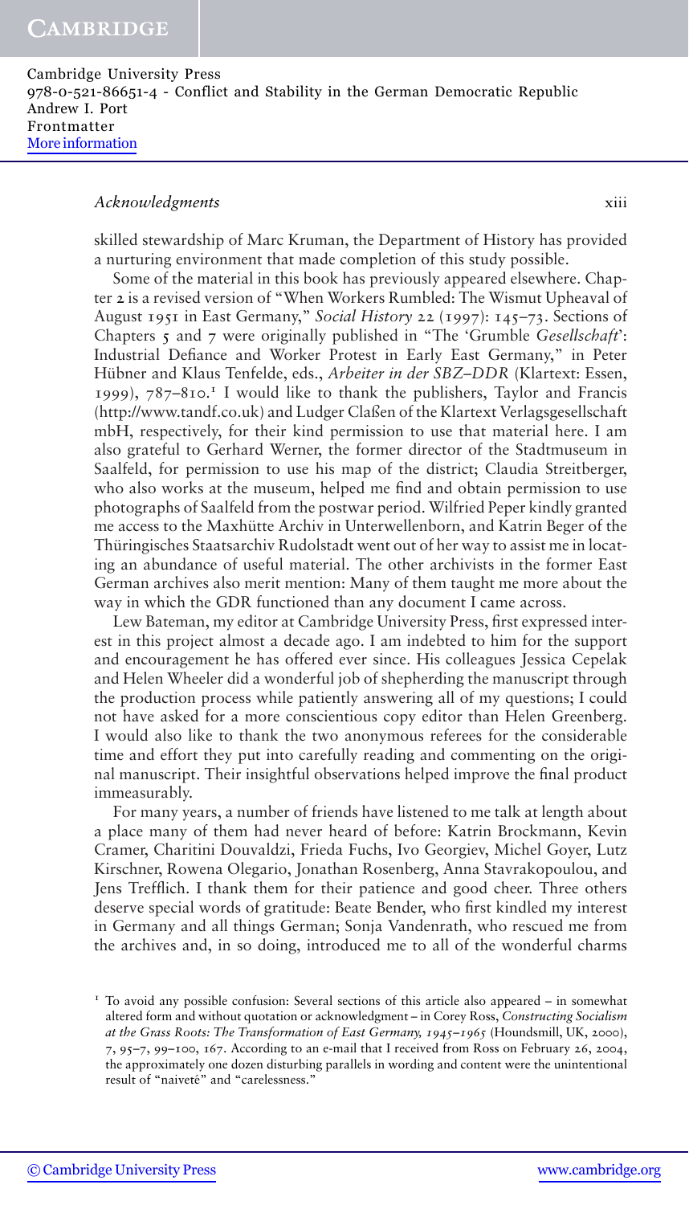skilled stewardship of Marc Kruman, the Department of History has provided a nurturing environment that made completion of this study possible.

Some of the material in this book has previously appeared elsewhere. Chapter 2 is a revised version of "When Workers Rumbled: The Wismut Upheaval of August 1951 in East Germany," *Social History* 22 (1997): 145–73. Sections of Chapters 5 and 7 were originally published in "The 'Grumble *Gesellschaft*': Industrial Defiance and Worker Protest in Early East Germany," in Peter Hübner and Klaus Tenfelde, eds., *Arbeiter in der SBZ–DDR* (Klartext: Essen, 1999), 787–810.[1] I would like to thank the publishers, Taylor and Francis (http://www.tandf.co.uk) and Ludger Claßen of the Klartext Verlagsgesellschaft mbH, respectively, for their kind permission to use that material here. I am also grateful to Gerhard Werner, the former director of the Stadtmuseum in Saalfeld, for permission to use his map of the district; Claudia Streitberger, who also works at the museum, helped me find and obtain permission to use photographs of Saalfeld from the postwar period. Wilfried Peper kindly granted me access to the Maxhütte Archiv in Unterwellenborn, and Katrin Beger of the Thüringisches Staatsarchiv Rudolstadt went out of her way to assist me in locating an abundance of useful material. The other archivists in the former East German archives also merit mention: Many of them taught me more about the way in which the GDR functioned than any document I came across.

Lew Bateman, my editor at Cambridge University Press, first expressed interest in this project almost a decade ago. I am indebted to him for the support and encouragement he has offered ever since. His colleagues Jessica Cepelak and Helen Wheeler did a wonderful job of shepherding the manuscript through the production process while patiently answering all of my questions; I could not have asked for a more conscientious copy editor than Helen Greenberg. I would also like to thank the two anonymous referees for the considerable time and effort they put into carefully reading and commenting on the original manuscript. Their insightful observations helped improve the final product immeasurably.

For many years, a number of friends have listened to me talk at length about a place many of them had never heard of before: Katrin Brockmann, Kevin Cramer, Charitini Douvaldzi, Frieda Fuchs, Ivo Georgiev, Michel Goyer, Lutz Kirschner, Rowena Olegario, Jonathan Rosenberg, Anna Stavrakopoulou, and Jens Trefflich. I thank them for their patience and good cheer. Three others deserve special words of gratitude: Beate Bender, who first kindled my interest in Germany and all things German; Sonja Vandenrath, who rescued me from the archives and, in so doing, introduced me to all of the wonderful charms

[1] To avoid any possible confusion: Several sections of this article also appeared – in somewhat altered form and without quotation or acknowledgment – in Corey Ross, *Constructing Socialism at the Grass Roots: The Transformation of East Germany, 1945–1965* (Houndsmill, UK, 2000), 7, 95–7, 99–100, 167. According to an e-mail that I received from Ross on February 26, 2004, the approximately one dozen disturbing parallels in wording and content were the unintentional result of "naiveté" and "carelessness."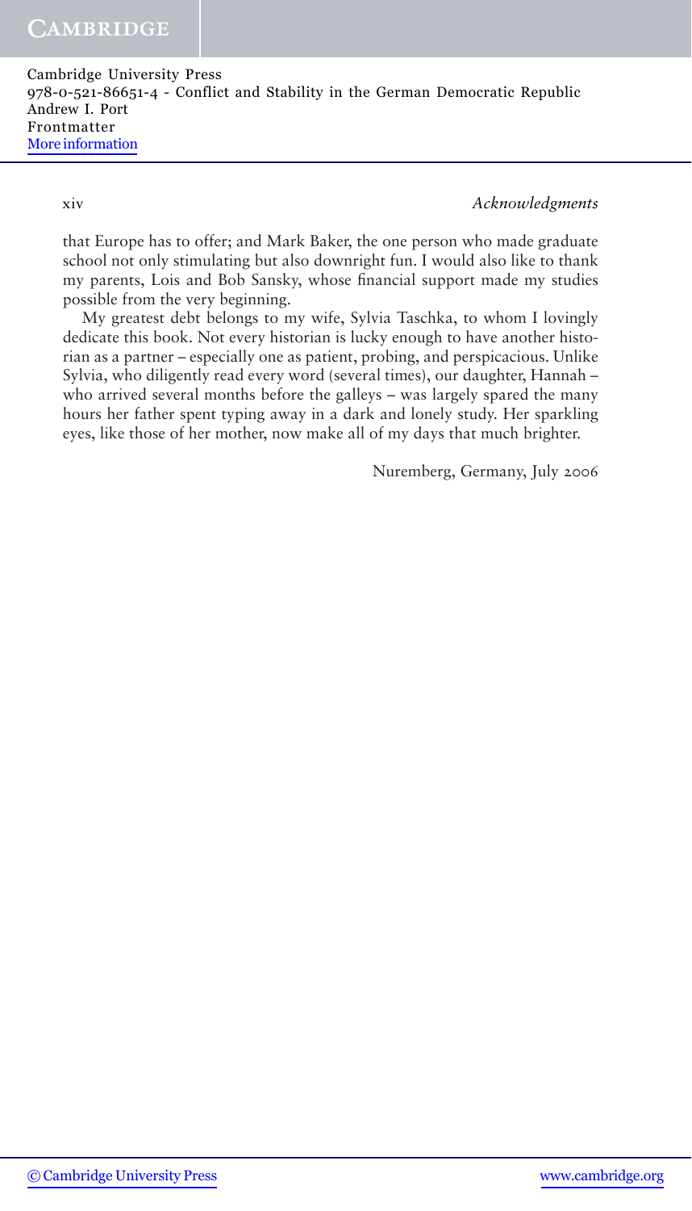that Europe has to offer; and Mark Baker, the one person who made graduate school not only stimulating but also downright fun. I would also like to thank my parents, Lois and Bob Sansky, whose financial support made my studies possible from the very beginning.

My greatest debt belongs to my wife, Sylvia Taschka, to whom I lovingly dedicate this book. Not every historian is lucky enough to have another historian as a partner – especially one as patient, probing, and perspicacious. Unlike Sylvia, who diligently read every word (several times), our daughter, Hannah – who arrived several months before the galleys – was largely spared the many hours her father spent typing away in a dark and lonely study. Her sparkling eyes, like those of her mother, now make all of my days that much brighter.

Nuremberg, Germany, July 2006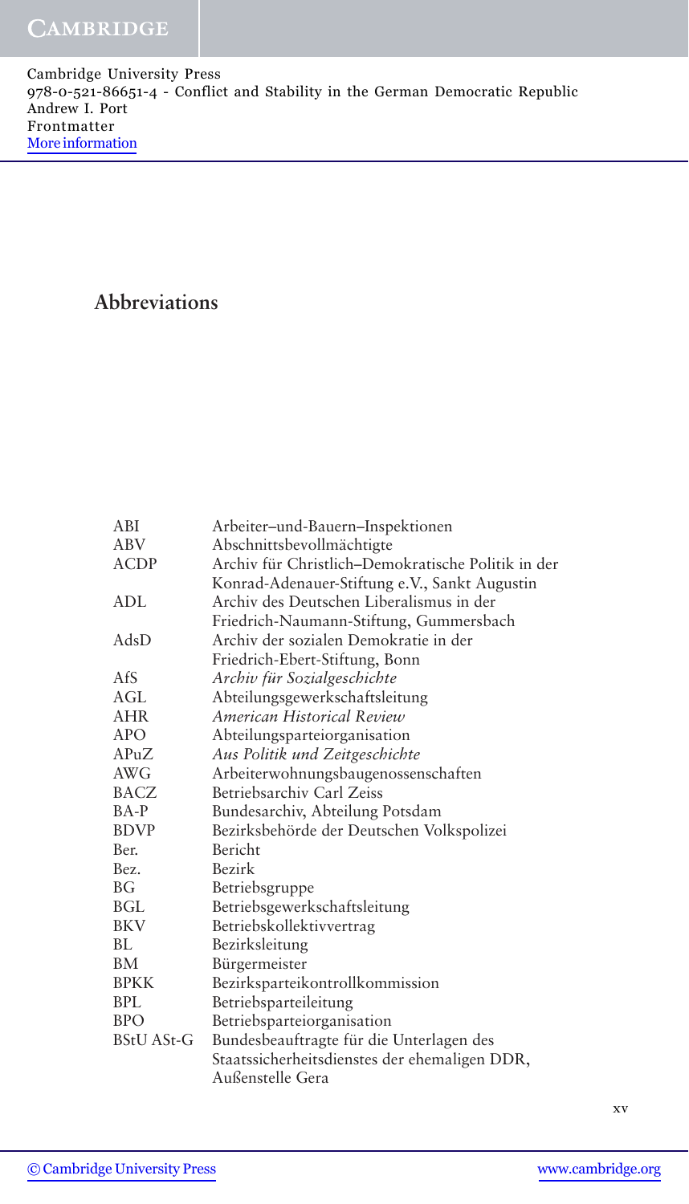## Abbreviations

| | |
|---|---|
| ABI | Arbeiter–und-Bauern–Inspektionen |
| ABV | Abschnittsbevollmächtigte |
| ACDP | Archiv für Christlich–Demokratische Politik in der Konrad-Adenauer-Stiftung e.V., Sankt Augustin |
| ADL | Archiv des Deutschen Liberalismus in der Friedrich-Naumann-Stiftung, Gummersbach |
| AdsD | Archiv der sozialen Demokratie in der Friedrich-Ebert-Stiftung, Bonn |
| AfS | *Archiv für Sozialgeschichte* |
| AGL | Abteilungsgewerkschaftsleitung |
| AHR | *American Historical Review* |
| APO | Abteilungsparteiorganisation |
| APuZ | *Aus Politik und Zeitgeschichte* |
| AWG | Arbeiterwohnungsbaugenossenschaften |
| BACZ | Betriebsarchiv Carl Zeiss |
| BA-P | Bundesarchiv, Abteilung Potsdam |
| BDVP | Bezirksbehörde der Deutschen Volkspolizei |
| Ber. | Bericht |
| Bez. | Bezirk |
| BG | Betriebsgruppe |
| BGL | Betriebsgewerkschaftsleitung |
| BKV | Betriebskollektivvertrag |
| BL | Bezirksleitung |
| BM | Bürgermeister |
| BPKK | Bezirksparteikontrollkommission |
| BPL | Betriebsparteileitung |
| BPO | Betriebsparteiorganisation |
| BStU ASt-G | Bundesbeauftragte für die Unterlagen des Staatssicherheitsdienstes der ehemaligen DDR, Außenstelle Gera |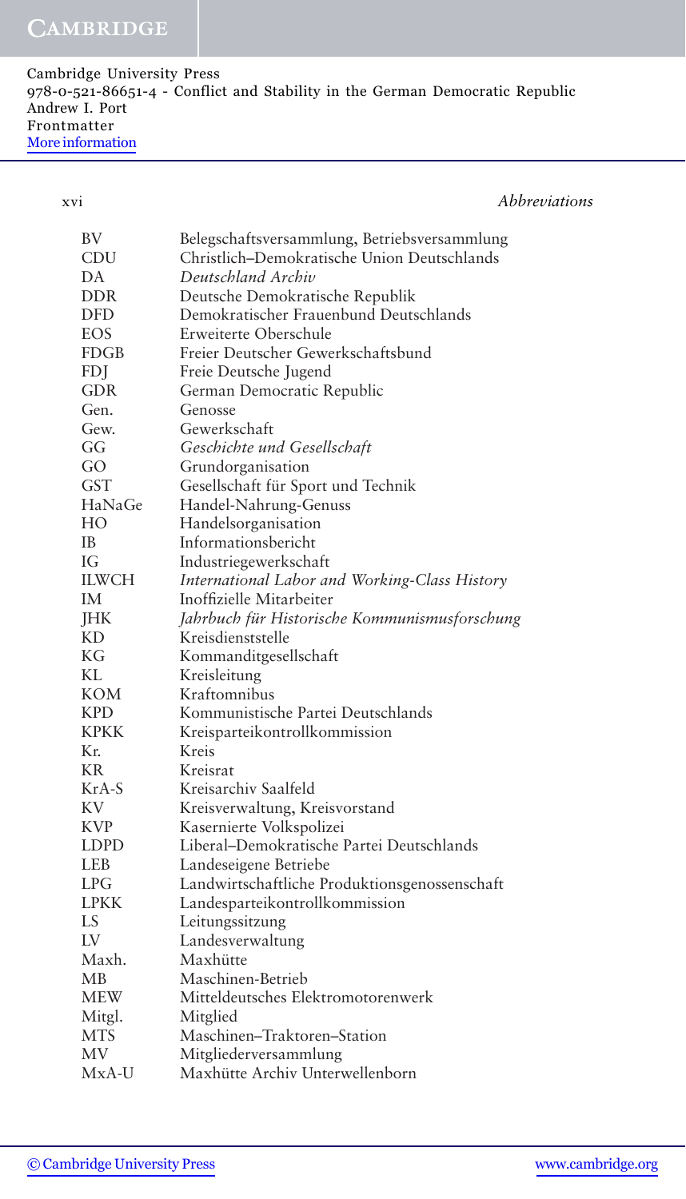| | |
|---|---|
| BV | Belegschaftsversammlung, Betriebsversammlung |
| CDU | Christlich–Demokratische Union Deutschlands |
| DA | *Deutschland Archiv* |
| DDR | Deutsche Demokratische Republik |
| DFD | Demokratischer Frauenbund Deutschlands |
| EOS | Erweiterte Oberschule |
| FDGB | Freier Deutscher Gewerkschaftsbund |
| FDJ | Freie Deutsche Jugend |
| GDR | German Democratic Republic |
| Gen. | Genosse |
| Gew. | Gewerkschaft |
| GG | *Geschichte und Gesellschaft* |
| GO | Grundorganisation |
| GST | Gesellschaft für Sport und Technik |
| HaNaGe | Handel-Nahrung-Genuss |
| HO | Handelsorganisation |
| IB | Informationsbericht |
| IG | Industriegewerkschaft |
| ILWCH | *International Labor and Working-Class History* |
| IM | Inoffizielle Mitarbeiter |
| JHK | *Jahrbuch für Historische Kommunismusforschung* |
| KD | Kreisdienststelle |
| KG | Kommanditgesellschaft |
| KL | Kreisleitung |
| KOM | Kraftomnibus |
| KPD | Kommunistische Partei Deutschlands |
| KPKK | Kreisparteikontrollkommission |
| Kr. | Kreis |
| KR | Kreisrat |
| KrA-S | Kreisarchiv Saalfeld |
| KV | Kreisverwaltung, Kreisvorstand |
| KVP | Kasernierte Volkspolizei |
| LDPD | Liberal–Demokratische Partei Deutschlands |
| LEB | Landeseigene Betriebe |
| LPG | Landwirtschaftliche Produktionsgenossenschaft |
| LPKK | Landesparteikontrollkommission |
| LS | Leitungssitzung |
| LV | Landesverwaltung |
| Maxh. | Maxhütte |
| MB | Maschinen-Betrieb |
| MEW | Mitteldeutsches Elektromotorenwerk |
| Mitgl. | Mitglied |
| MTS | Maschinen–Traktoren–Station |
| MV | Mitgliederversammlung |
| MxA-U | Maxhütte Archiv Unterwellenborn |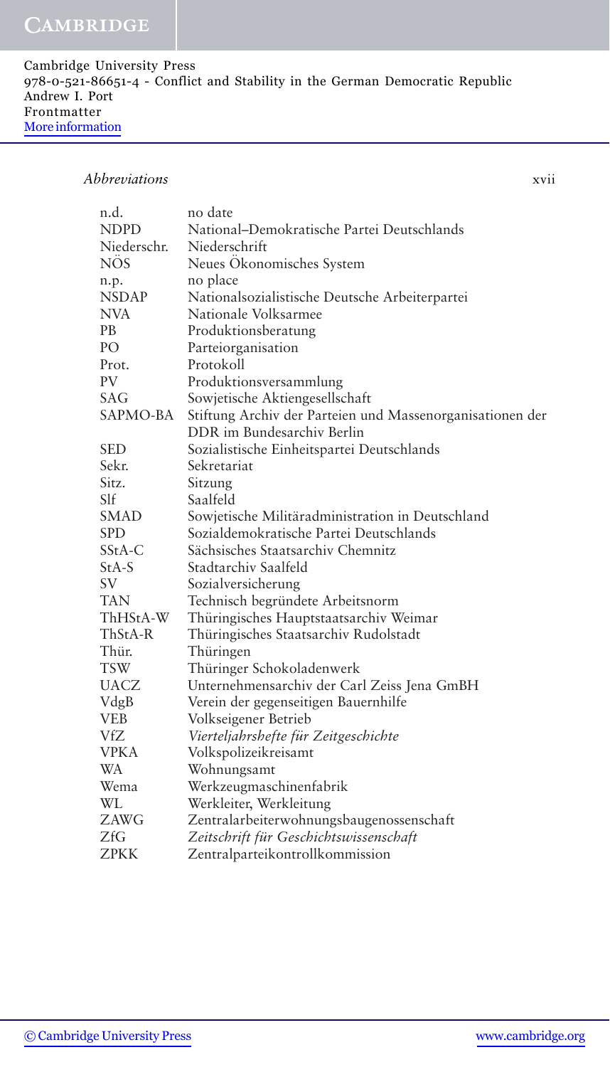| | |
|---|---|
| n.d. | no date |
| NDPD | National–Demokratische Partei Deutschlands |
| Niederschr. | Niederschrift |
| NÖS | Neues Ökonomisches System |
| n.p. | no place |
| NSDAP | Nationalsozialistische Deutsche Arbeiterpartei |
| NVA | Nationale Volksarmee |
| PB | Produktionsberatung |
| PO | Parteiorganisation |
| Prot. | Protokoll |
| PV | Produktionsversammlung |
| SAG | Sowjetische Aktiengesellschaft |
| SAPMO-BA | Stiftung Archiv der Parteien und Massenorganisationen der DDR im Bundesarchiv Berlin |
| SED | Sozialistische Einheitspartei Deutschlands |
| Sekr. | Sekretariat |
| Sitz. | Sitzung |
| Slf | Saalfeld |
| SMAD | Sowjetische Militäradministration in Deutschland |
| SPD | Sozialdemokratische Partei Deutschlands |
| SStA-C | Sächsisches Staatsarchiv Chemnitz |
| StA-S | Stadtarchiv Saalfeld |
| SV | Sozialversicherung |
| TAN | Technisch begründete Arbeitsnorm |
| ThHStA-W | Thüringisches Hauptstaatsarchiv Weimar |
| ThStA-R | Thüringisches Staatsarchiv Rudolstadt |
| Thür. | Thüringen |
| TSW | Thüringer Schokoladenwerk |
| UACZ | Unternehmensarchiv der Carl Zeiss Jena GmBH |
| VdgB | Verein der gegenseitigen Bauernhilfe |
| VEB | Volkseigener Betrieb |
| VfZ | *Vierteljahrshefte für Zeitgeschichte* |
| VPKA | Volkspolizeikreisamt |
| WA | Wohnungsamt |
| Wema | Werkzeugmaschinenfabrik |
| WL | Werkleiter, Werkleitung |
| ZAWG | Zentralarbeiterwohnungsbaugenossenschaft |
| ZfG | *Zeitschrift für Geschichtswissenschaft* |
| ZPKK | Zentralparteikontrollkommission |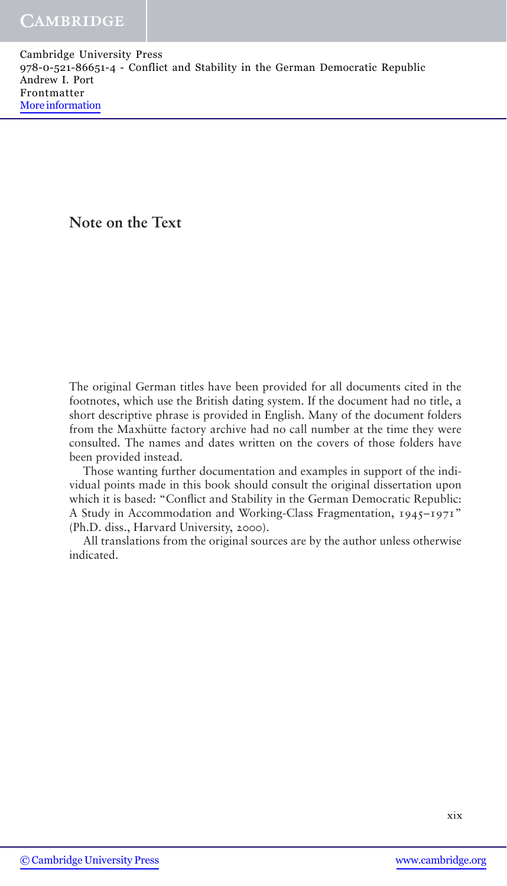# Note on the Text

The original German titles have been provided for all documents cited in the footnotes, which use the British dating system. If the document had no title, a short descriptive phrase is provided in English. Many of the document folders from the Maxhütte factory archive had no call number at the time they were consulted. The names and dates written on the covers of those folders have been provided instead.

Those wanting further documentation and examples in support of the individual points made in this book should consult the original dissertation upon which it is based: "Conflict and Stability in the German Democratic Republic: A Study in Accommodation and Working-Class Fragmentation, 1945–1971" (Ph.D. diss., Harvard University, 2000).

All translations from the original sources are by the author unless otherwise indicated.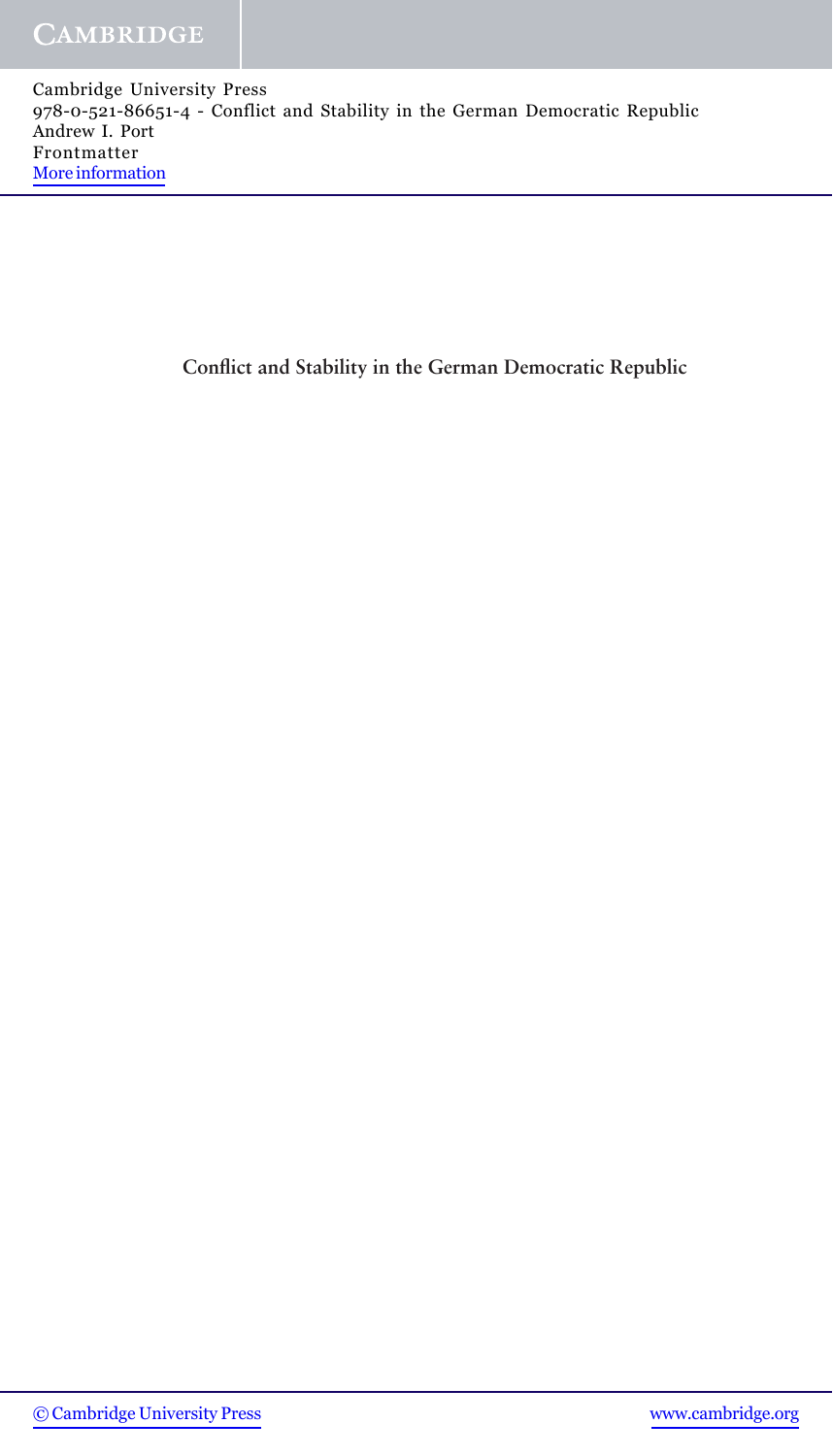Conflict and Stability in the German Democratic Republic